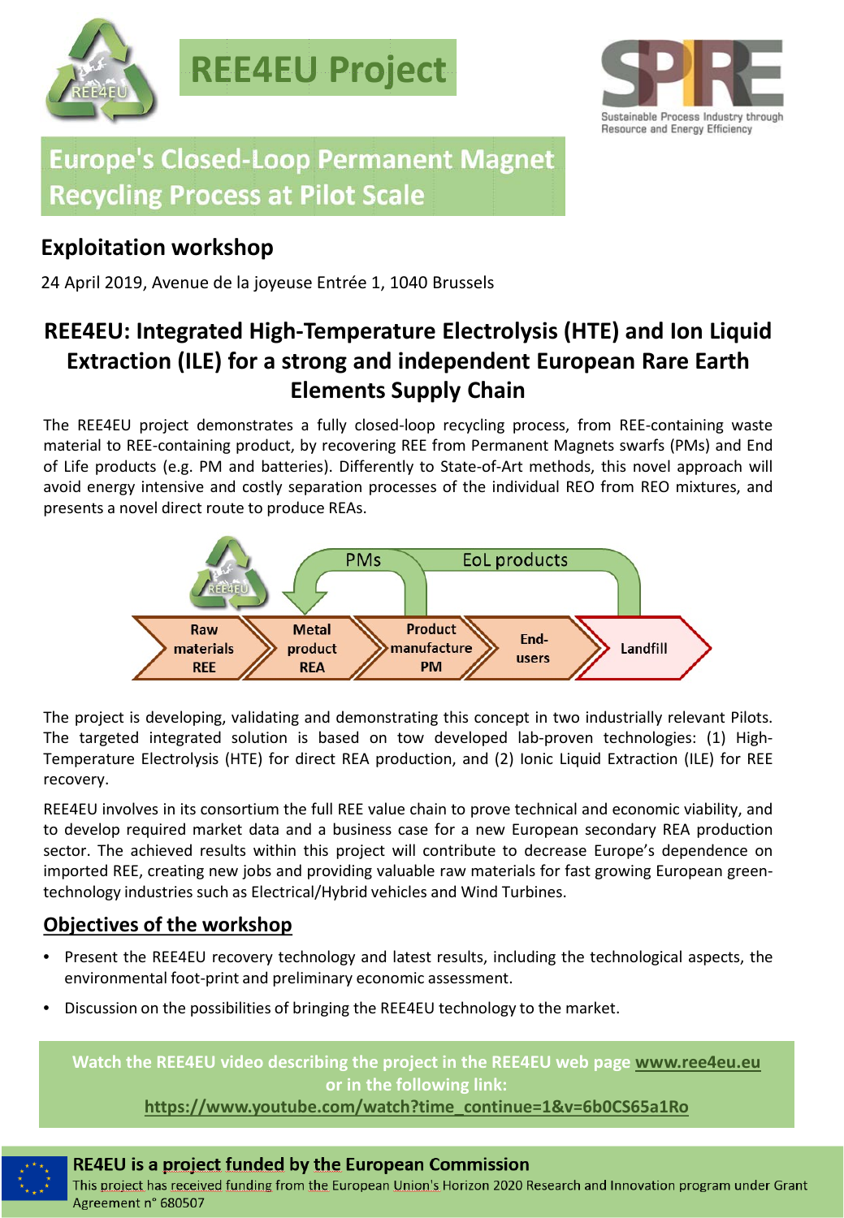# REE4EU Project

Sustainable Process Industry through Resource and Energy Efficiency

## Europe's Closed-Loop Permanent Magnet Recycling Process at Pilot Scale

### Exploitation workshop

24 April 2019, Avenue de la joyeuse Entrée 1, 1040 Brussels

## REE4EU: Integrated High-Temperature Electrolysis (HTE) and Ion Liquid Extraction (ILE) for a strong and independent European Rare Earth Elements Supply Chain

The REE4EU project demonstrates a fully closed-loop recycling process, from REE-containing waste material to REE-containing product, by recovering REE from Permanent Magnets swarfs (PMs) and End of Life products (e.g. PM and batteries). Differently to State-of-Art methods, this novel approach will avoid energy intensive and costly separation processes of the individual REO from REO mixtures, and presents a novel direct route to produce REAs.

PMs | EoL products

Raw materials REE → Metal product REA → Product manufacture PM → End-users → Landfill

The project is developing, validating and demonstrating this concept in two industrially relevant Pilots. The targeted integrated solution is based on tow developed lab-proven technologies: (1) High-Temperature Electrolysis (HTE) for direct REA production, and (2) Ionic Liquid Extraction (ILE) for REE recovery.

REE4EU involves in its consortium the full REE value chain to prove technical and economic viability, and to develop required market data and a business case for a new European secondary REA production sector. The achieved results within this project will contribute to decrease Europe's dependence on imported REE, creating new jobs and providing valuable raw materials for fast growing European green-technology industries such as Electrical/Hybrid vehicles and Wind Turbines.

### Objectives of the workshop

- Present the REE4EU recovery technology and latest results, including the technological aspects, the environmental foot-print and preliminary economic assessment.
- Discussion on the possibilities of bringing the REE4EU technology to the market.

**Watch the REE4EU video describing the project in the REE4EU web page www.ree4eu.eu or in the following link: https://www.youtube.com/watch?time_continue=1&v=6b0CS65a1Ro**

**RE4EU is a project funded by the European Commission**

This project has received funding from the European Union's Horizon 2020 Research and Innovation program under Grant Agreement n° 680507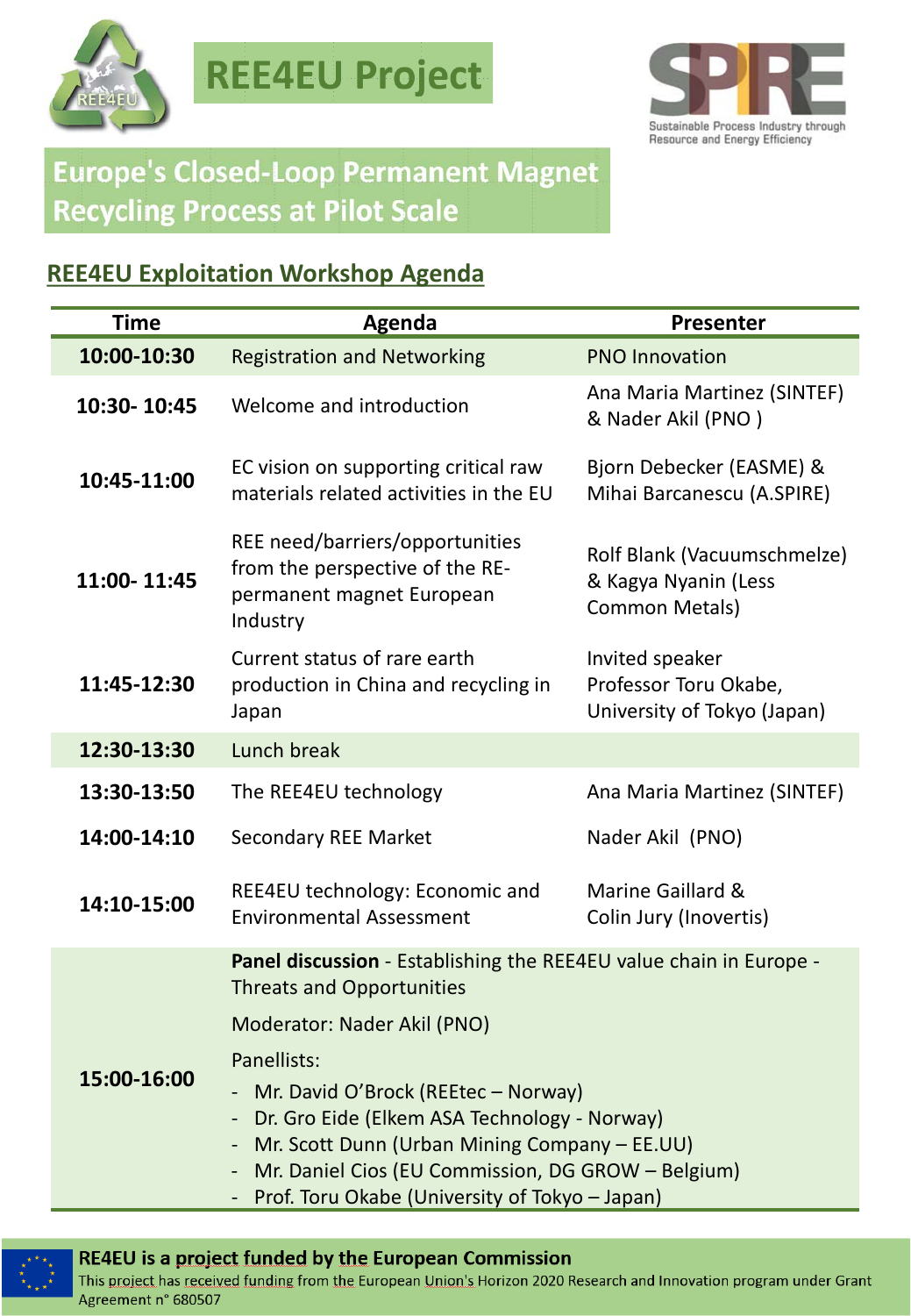# REE4EU Project

SPIRE
Sustainable Process Industry through Resource and Energy Efficiency

## Europe's Closed-Loop Permanent Magnet Recycling Process at Pilot Scale

### REE4EU Exploitation Workshop Agenda

| Time | Agenda | Presenter |
|---|---|---|
| 10:00-10:30 | Registration and Networking | PNO Innovation |
| 10:30- 10:45 | Welcome and introduction | Ana Maria Martinez (SINTEF) & Nader Akil (PNO ) |
| 10:45-11:00 | EC vision on supporting critical raw materials related activities in the EU | Bjorn Debecker (EASME) & Mihai Barcanescu (A.SPIRE) |
| 11:00- 11:45 | REE need/barriers/opportunities from the perspective of the RE-permanent magnet European Industry | Rolf Blank (Vacuumschmelze) & Kagya Nyanin (Less Common Metals) |
| 11:45-12:30 | Current status of rare earth production in China and recycling in Japan | Invited speaker Professor Toru Okabe, University of Tokyo (Japan) |
| 12:30-13:30 | Lunch break | |
| 13:30-13:50 | The REE4EU technology | Ana Maria Martinez (SINTEF) |
| 14:00-14:10 | Secondary REE Market | Nader Akil (PNO) |
| 14:10-15:00 | REE4EU technology: Economic and Environmental Assessment | Marine Gaillard & Colin Jury (Inovertis) |
| 15:00-16:00 | **Panel discussion** - Establishing the REE4EU value chain in Europe - Threats and Opportunities<br><br>Moderator: Nader Akil (PNO)<br><br>Panellists:<br>- Mr. David O'Brock (REEtec – Norway)<br>- Dr. Gro Eide (Elkem ASA Technology - Norway)<br>- Mr. Scott Dunn (Urban Mining Company – EE.UU)<br>- Mr. Daniel Cios (EU Commission, DG GROW – Belgium)<br>- Prof. Toru Okabe (University of Tokyo – Japan) | |

**RE4EU is a project funded by the European Commission**

This project has received funding from the European Union's Horizon 2020 Research and Innovation program under Grant Agreement n° 680507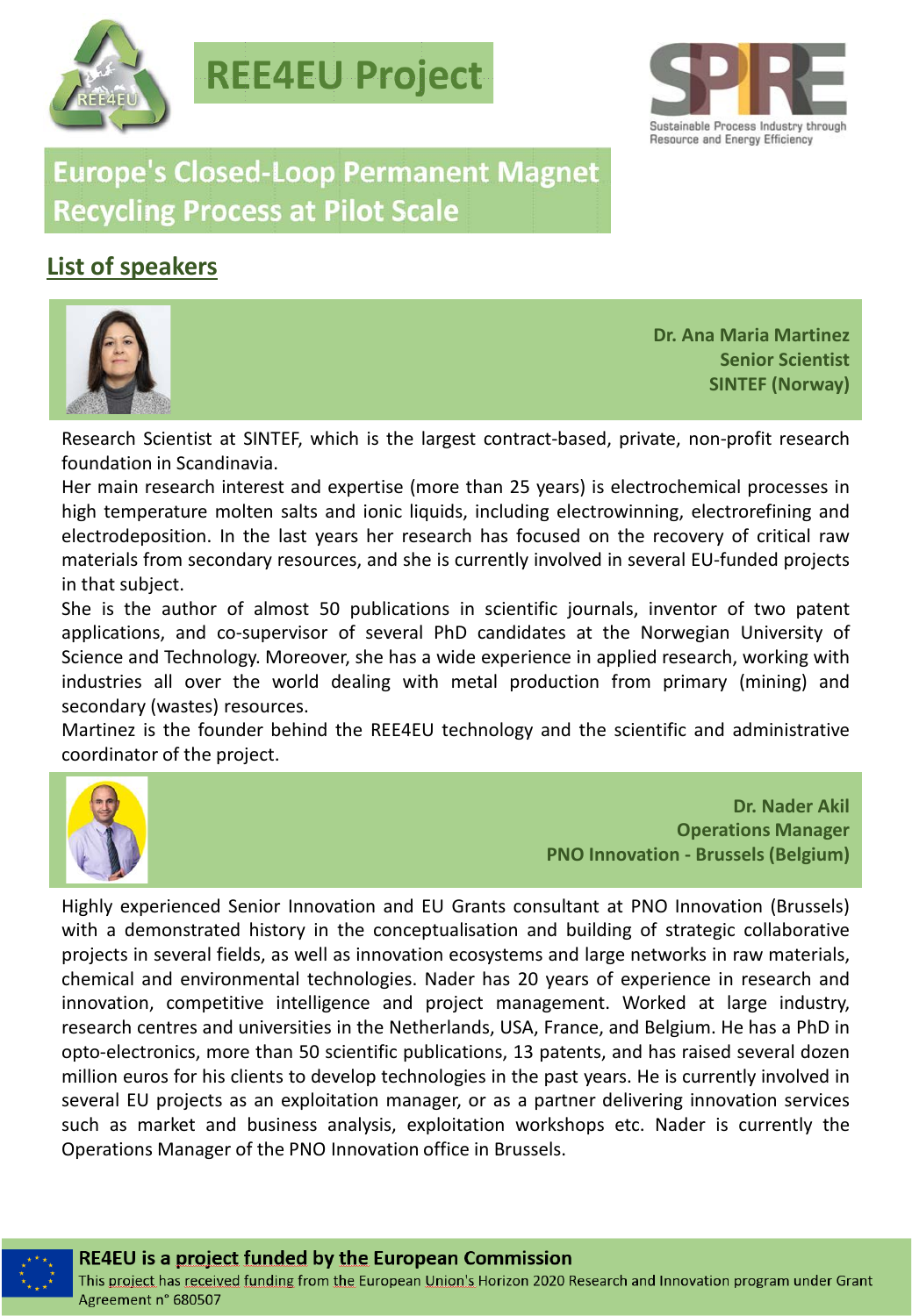# REE4EU Project

## Europe's Closed-Loop Permanent Magnet Recycling Process at Pilot Scale

### List of speakers

**Dr. Ana Maria Martinez**
**Senior Scientist**
**SINTEF (Norway)**

Research Scientist at SINTEF, which is the largest contract-based, private, non-profit research foundation in Scandinavia.

Her main research interest and expertise (more than 25 years) is electrochemical processes in high temperature molten salts and ionic liquids, including electrowinning, electrorefining and electrodeposition. In the last years her research has focused on the recovery of critical raw materials from secondary resources, and she is currently involved in several EU-funded projects in that subject.

She is the author of almost 50 publications in scientific journals, inventor of two patent applications, and co-supervisor of several PhD candidates at the Norwegian University of Science and Technology. Moreover, she has a wide experience in applied research, working with industries all over the world dealing with metal production from primary (mining) and secondary (wastes) resources.

Martinez is the founder behind the REE4EU technology and the scientific and administrative coordinator of the project.

**Dr. Nader Akil**
**Operations Manager**
**PNO Innovation - Brussels (Belgium)**

Highly experienced Senior Innovation and EU Grants consultant at PNO Innovation (Brussels) with a demonstrated history in the conceptualisation and building of strategic collaborative projects in several fields, as well as innovation ecosystems and large networks in raw materials, chemical and environmental technologies. Nader has 20 years of experience in research and innovation, competitive intelligence and project management. Worked at large industry, research centres and universities in the Netherlands, USA, France, and Belgium. He has a PhD in opto-electronics, more than 50 scientific publications, 13 patents, and has raised several dozen million euros for his clients to develop technologies in the past years. He is currently involved in several EU projects as an exploitation manager, or as a partner delivering innovation services such as market and business analysis, exploitation workshops etc. Nader is currently the Operations Manager of the PNO Innovation office in Brussels.

**RE4EU is a project funded by the European Commission**
This project has received funding from the European Union's Horizon 2020 Research and Innovation program under Grant Agreement n° 680507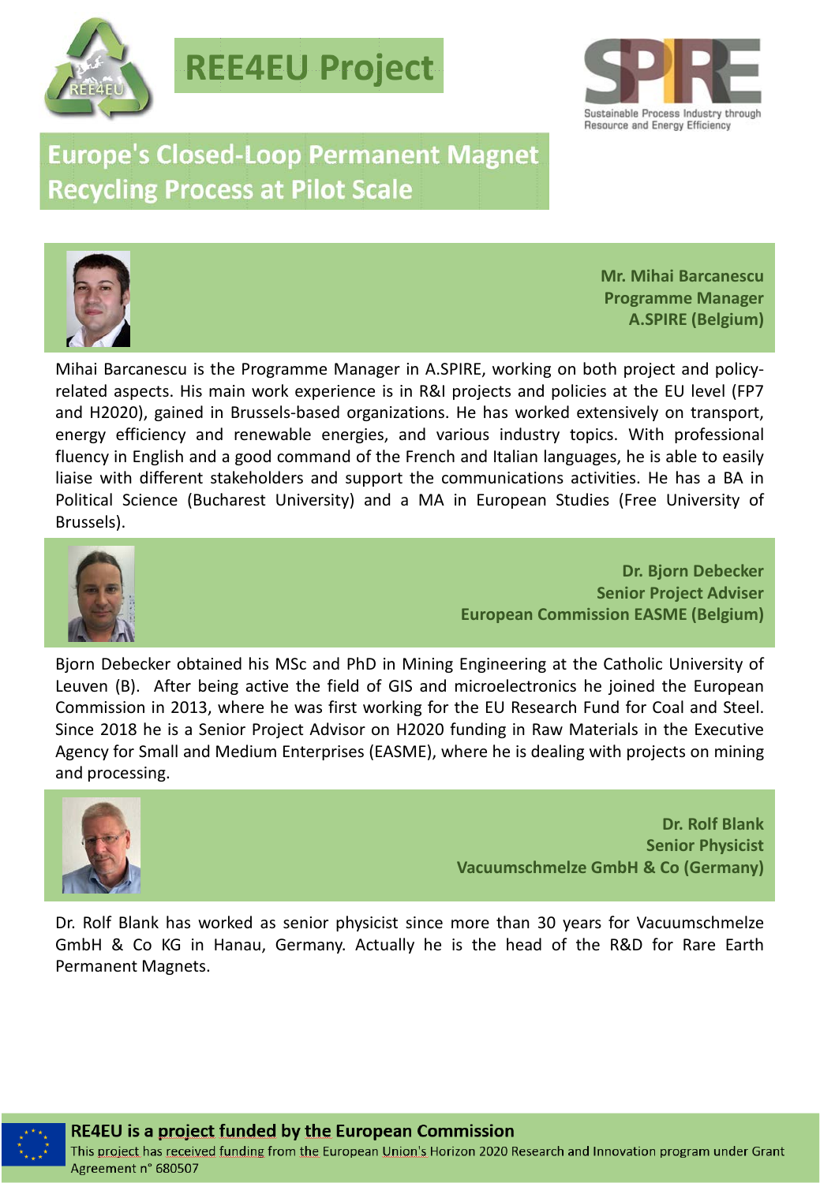# REE4EU Project

## Europe's Closed-Loop Permanent Magnet Recycling Process at Pilot Scale

**Mr. Mihai Barcanescu**
**Programme Manager**
**A.SPIRE (Belgium)**

Mihai Barcanescu is the Programme Manager in A.SPIRE, working on both project and policy-related aspects. His main work experience is in R&I projects and policies at the EU level (FP7 and H2020), gained in Brussels-based organizations. He has worked extensively on transport, energy efficiency and renewable energies, and various industry topics. With professional fluency in English and a good command of the French and Italian languages, he is able to easily liaise with different stakeholders and support the communications activities. He has a BA in Political Science (Bucharest University) and a MA in European Studies (Free University of Brussels).

**Dr. Bjorn Debecker**
**Senior Project Adviser**
**European Commission EASME (Belgium)**

Bjorn Debecker obtained his MSc and PhD in Mining Engineering at the Catholic University of Leuven (B). After being active the field of GIS and microelectronics he joined the European Commission in 2013, where he was first working for the EU Research Fund for Coal and Steel. Since 2018 he is a Senior Project Advisor on H2020 funding in Raw Materials in the Executive Agency for Small and Medium Enterprises (EASME), where he is dealing with projects on mining and processing.

**Dr. Rolf Blank**
**Senior Physicist**
**Vacuumschmelze GmbH & Co (Germany)**

Dr. Rolf Blank has worked as senior physicist since more than 30 years for Vacuumschmelze GmbH & Co KG in Hanau, Germany. Actually he is the head of the R&D for Rare Earth Permanent Magnets.

**RE4EU is a project funded by the European Commission**
This project has received funding from the European Union's Horizon 2020 Research and Innovation program under Grant Agreement n° 680507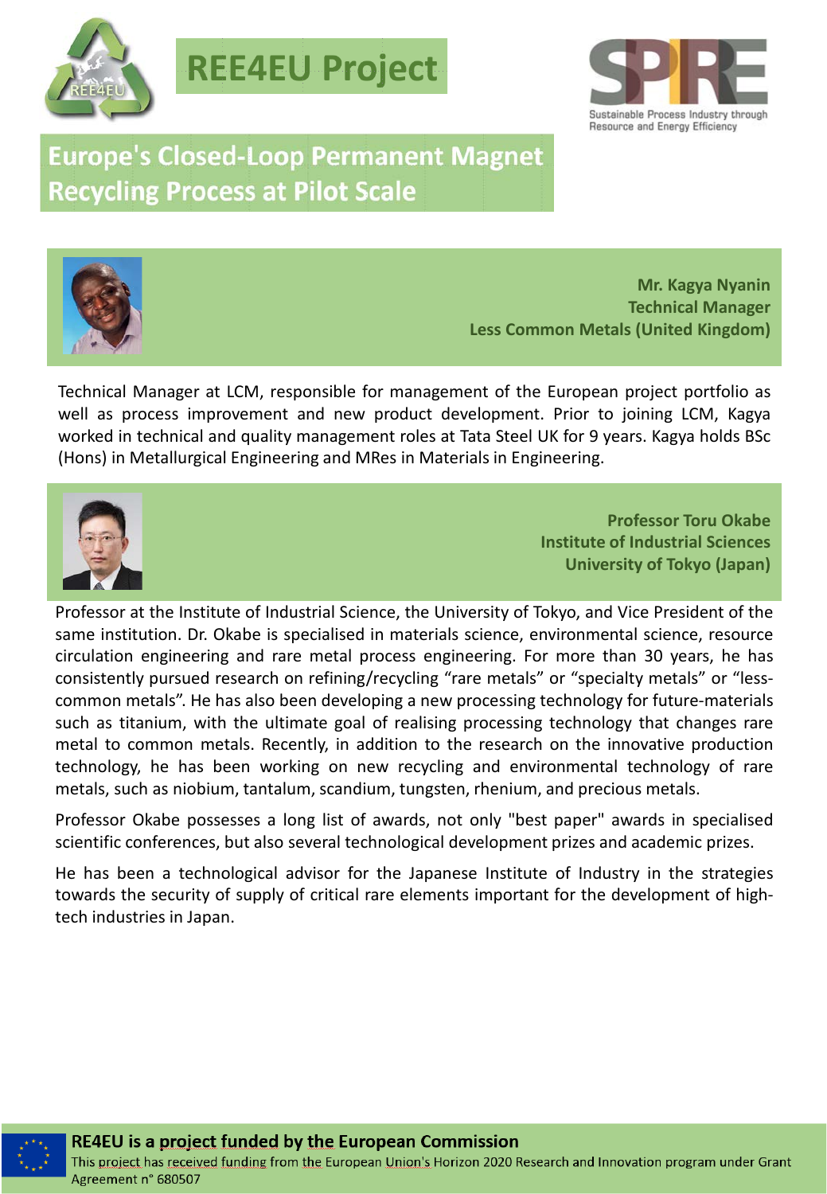# REE4EU Project

SPIRE Sustainable Process Industry through Resource and Energy Efficiency

## Europe's Closed-Loop Permanent Magnet Recycling Process at Pilot Scale

**Mr. Kagya Nyanin**
**Technical Manager**
**Less Common Metals (United Kingdom)**

Technical Manager at LCM, responsible for management of the European project portfolio as well as process improvement and new product development. Prior to joining LCM, Kagya worked in technical and quality management roles at Tata Steel UK for 9 years. Kagya holds BSc (Hons) in Metallurgical Engineering and MRes in Materials in Engineering.

**Professor Toru Okabe**
**Institute of Industrial Sciences**
**University of Tokyo (Japan)**

Professor at the Institute of Industrial Science, the University of Tokyo, and Vice President of the same institution. Dr. Okabe is specialised in materials science, environmental science, resource circulation engineering and rare metal process engineering. For more than 30 years, he has consistently pursued research on refining/recycling “rare metals” or “specialty metals” or “less-common metals”. He has also been developing a new processing technology for future-materials such as titanium, with the ultimate goal of realising processing technology that changes rare metal to common metals. Recently, in addition to the research on the innovative production technology, he has been working on new recycling and environmental technology of rare metals, such as niobium, tantalum, scandium, tungsten, rhenium, and precious metals.

Professor Okabe possesses a long list of awards, not only "best paper" awards in specialised scientific conferences, but also several technological development prizes and academic prizes.

He has been a technological advisor for the Japanese Institute of Industry in the strategies towards the security of supply of critical rare elements important for the development of high-tech industries in Japan.

**RE4EU is a project funded by the European Commission**
This project has received funding from the European Union's Horizon 2020 Research and Innovation program under Grant Agreement n° 680507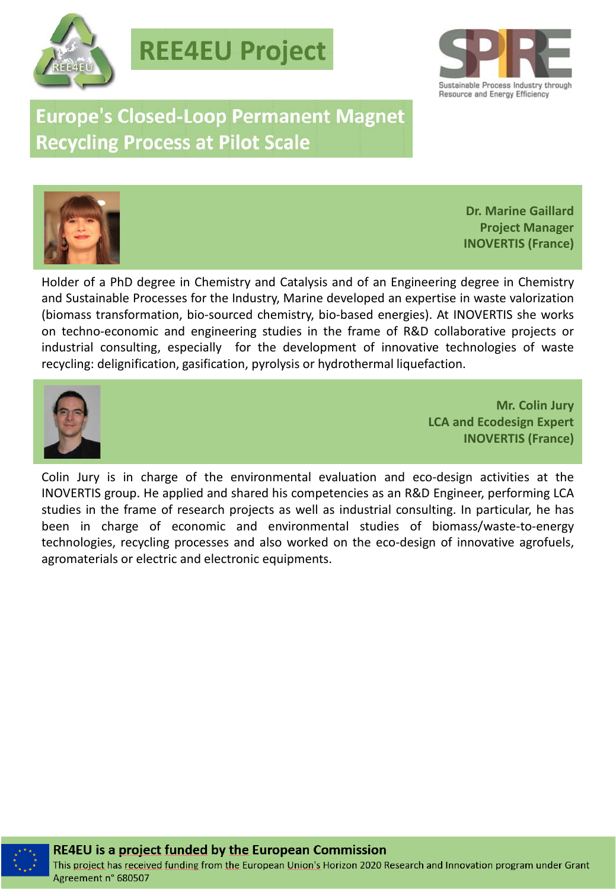# REE4EU Project

Sustainable Process Industry through Resource and Energy Efficiency

## Europe's Closed-Loop Permanent Magnet Recycling Process at Pilot Scale

**Dr. Marine Gaillard**
**Project Manager**
**INOVERTIS (France)**

Holder of a PhD degree in Chemistry and Catalysis and of an Engineering degree in Chemistry and Sustainable Processes for the Industry, Marine developed an expertise in waste valorization (biomass transformation, bio-sourced chemistry, bio-based energies). At INOVERTIS she works on techno-economic and engineering studies in the frame of R&D collaborative projects or industrial consulting, especially for the development of innovative technologies of waste recycling: delignification, gasification, pyrolysis or hydrothermal liquefaction.

**Mr. Colin Jury**
**LCA and Ecodesign Expert**
**INOVERTIS (France)**

Colin Jury is in charge of the environmental evaluation and eco-design activities at the INOVERTIS group. He applied and shared his competencies as an R&D Engineer, performing LCA studies in the frame of research projects as well as industrial consulting. In particular, he has been in charge of economic and environmental studies of biomass/waste-to-energy technologies, recycling processes and also worked on the eco-design of innovative agrofuels, agromaterials or electric and electronic equipments.

**RE4EU is a project funded by the European Commission**
This project has received funding from the European Union's Horizon 2020 Research and Innovation program under Grant Agreement n° 680507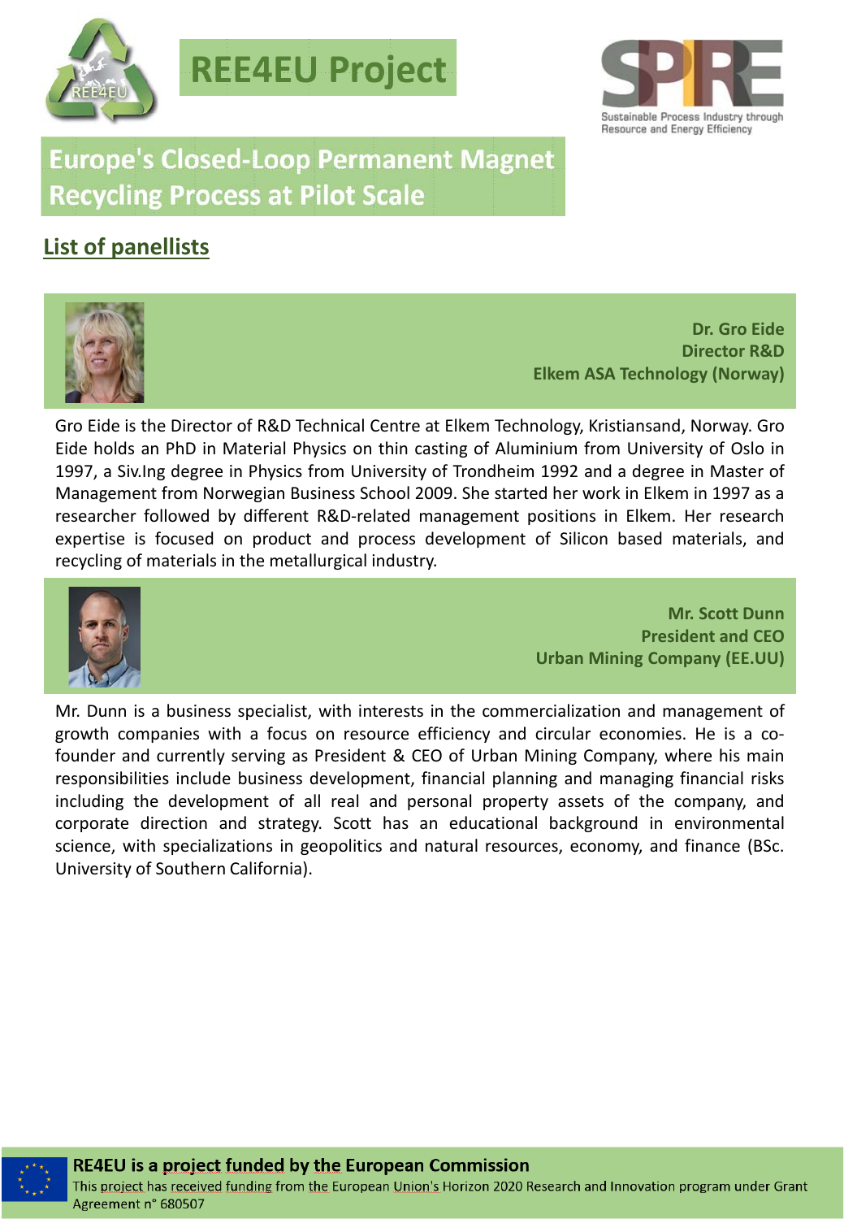# REE4EU Project

## Europe's Closed-Loop Permanent Magnet Recycling Process at Pilot Scale

### List of panellists

**Dr. Gro Eide**
**Director R&D**
**Elkem ASA Technology (Norway)**

Gro Eide is the Director of R&D Technical Centre at Elkem Technology, Kristiansand, Norway. Gro Eide holds an PhD in Material Physics on thin casting of Aluminium from University of Oslo in 1997, a Siv.Ing degree in Physics from University of Trondheim 1992 and a degree in Master of Management from Norwegian Business School 2009. She started her work in Elkem in 1997 as a researcher followed by different R&D-related management positions in Elkem. Her research expertise is focused on product and process development of Silicon based materials, and recycling of materials in the metallurgical industry.

**Mr. Scott Dunn**
**President and CEO**
**Urban Mining Company (EE.UU)**

Mr. Dunn is a business specialist, with interests in the commercialization and management of growth companies with a focus on resource efficiency and circular economies. He is a co-founder and currently serving as President & CEO of Urban Mining Company, where his main responsibilities include business development, financial planning and managing financial risks including the development of all real and personal property assets of the company, and corporate direction and strategy. Scott has an educational background in environmental science, with specializations in geopolitics and natural resources, economy, and finance (BSc. University of Southern California).

**RE4EU is a project funded by the European Commission**
This project has received funding from the European Union's Horizon 2020 Research and Innovation program under Grant Agreement n° 680507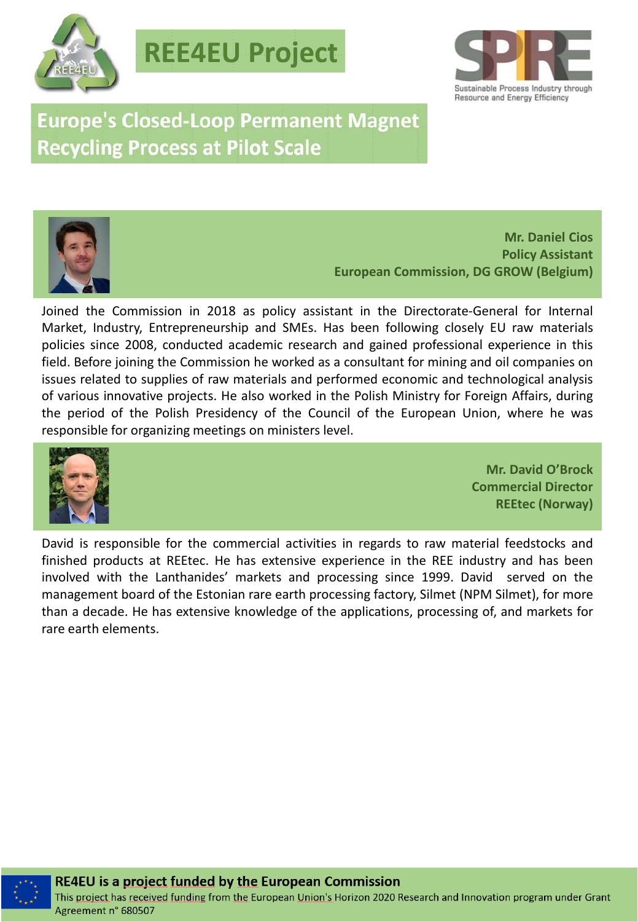# REE4EU Project

SPIRE
Sustainable Process Industry through Resource and Energy Efficiency

## Europe's Closed-Loop Permanent Magnet Recycling Process at Pilot Scale

**Mr. Daniel Cios**
**Policy Assistant**
**European Commission, DG GROW (Belgium)**

Joined the Commission in 2018 as policy assistant in the Directorate-General for Internal Market, Industry, Entrepreneurship and SMEs. Has been following closely EU raw materials policies since 2008, conducted academic research and gained professional experience in this field. Before joining the Commission he worked as a consultant for mining and oil companies on issues related to supplies of raw materials and performed economic and technological analysis of various innovative projects. He also worked in the Polish Ministry for Foreign Affairs, during the period of the Polish Presidency of the Council of the European Union, where he was responsible for organizing meetings on ministers level.

**Mr. David O'Brock**
**Commercial Director**
**REEtec (Norway)**

David is responsible for the commercial activities in regards to raw material feedstocks and finished products at REEtec. He has extensive experience in the REE industry and has been involved with the Lanthanides' markets and processing since 1999. David served on the management board of the Estonian rare earth processing factory, Silmet (NPM Silmet), for more than a decade. He has extensive knowledge of the applications, processing of, and markets for rare earth elements.

**RE4EU is a project funded by the European Commission**
This project has received funding from the European Union's Horizon 2020 Research and Innovation program under Grant Agreement n° 680507